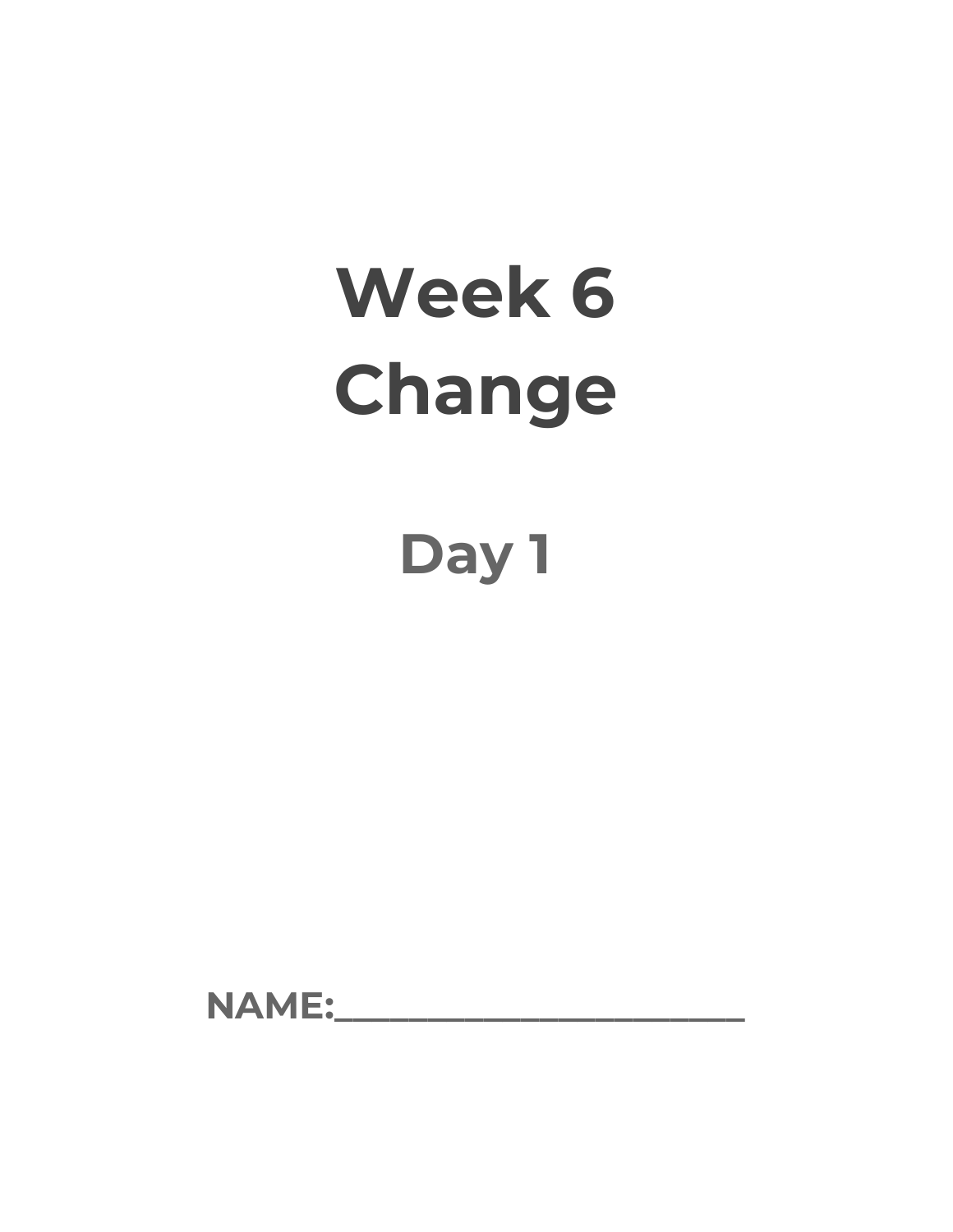# Week 6
# Change

## Day 1

**NAME:**_________________________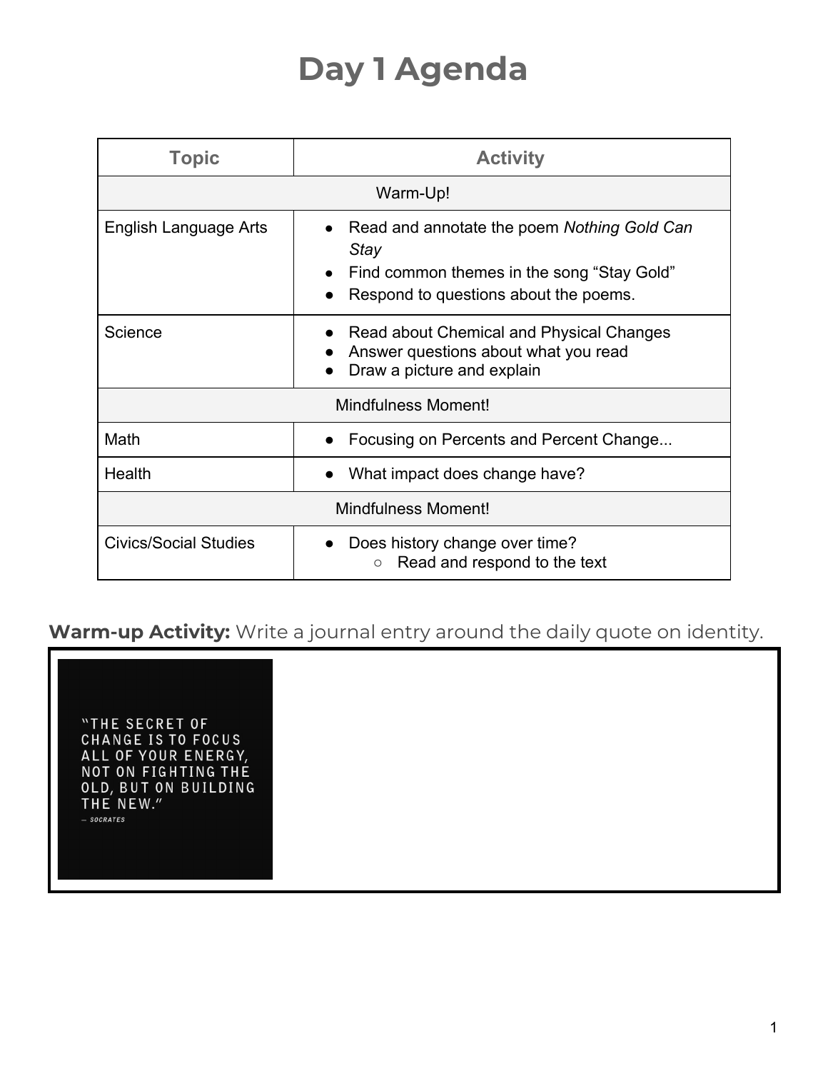# Day 1 Agenda

| Topic | Activity |
|---|---|
| Warm-Up! | |
| English Language Arts | • Read and annotate the poem *Nothing Gold Can Stay*<br>• Find common themes in the song "Stay Gold"<br>• Respond to questions about the poems. |
| Science | • Read about Chemical and Physical Changes<br>• Answer questions about what you read<br>• Draw a picture and explain |
| Mindfulness Moment! | |
| Math | • Focusing on Percents and Percent Change... |
| Health | • What impact does change have? |
| Mindfulness Moment! | |
| Civics/Social Studies | • Does history change over time?<br>○ Read and respond to the text |

**Warm-up Activity:** Write a journal entry around the daily quote on identity.

"THE SECRET OF CHANGE IS TO FOCUS ALL OF YOUR ENERGY, NOT ON FIGHTING THE OLD, BUT ON BUILDING THE NEW."
— SOCRATES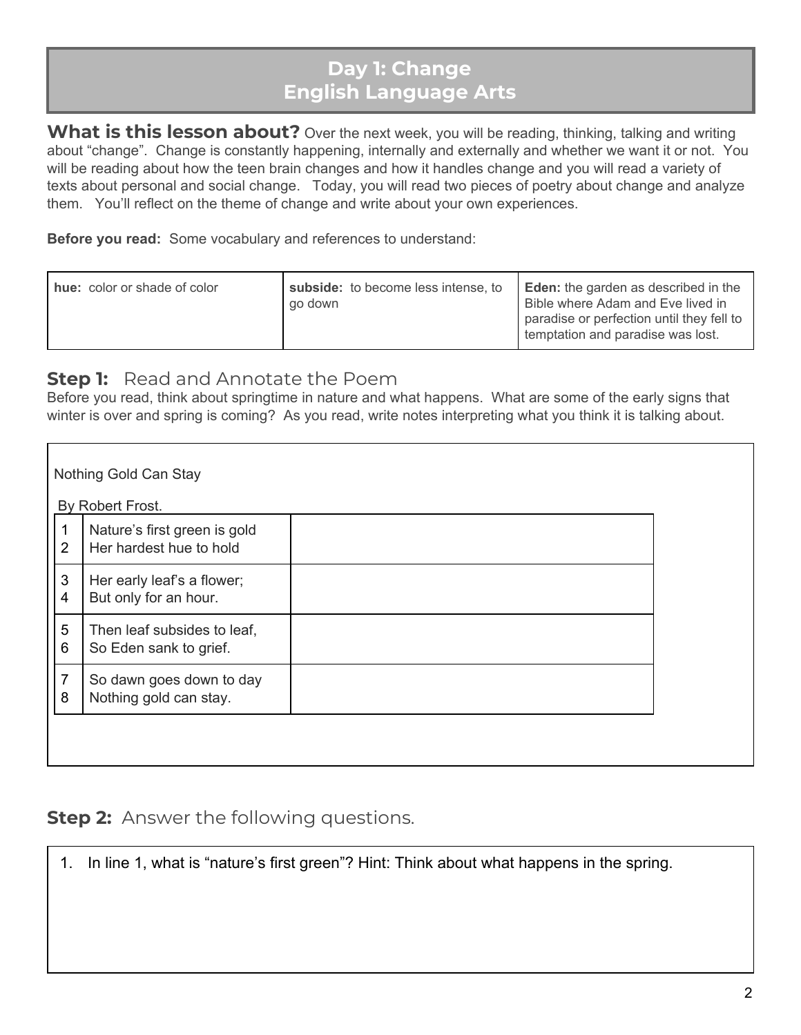# Day 1: Change
## English Language Arts

**What is this lesson about?** Over the next week, you will be reading, thinking, talking and writing about "change". Change is constantly happening, internally and externally and whether we want it or not. You will be reading about how the teen brain changes and how it handles change and you will read a variety of texts about personal and social change. Today, you will read two pieces of poetry about change and analyze them. You'll reflect on the theme of change and write about your own experiences.

**Before you read:** Some vocabulary and references to understand:

| | | |
|---|---|---|
| **hue:** color or shade of color | **subside:** to become less intense, to go down | **Eden:** the garden as described in the Bible where Adam and Eve lived in paradise or perfection until they fell to temptation and paradise was lost. |

### **Step 1:** Read and Annotate the Poem

Before you read, think about springtime in nature and what happens. What are some of the early signs that winter is over and spring is coming? As you read, write notes interpreting what you think it is talking about.

Nothing Gold Can Stay

By Robert Frost.

| | | |
|---|---|---|
| 1<br>2 | Nature's first green is gold<br>Her hardest hue to hold | |
| 3<br>4 | Her early leaf's a flower;<br>But only for an hour. | |
| 5<br>6 | Then leaf subsides to leaf,<br>So Eden sank to grief. | |
| 7<br>8 | So dawn goes down to day<br>Nothing gold can stay. | |

### **Step 2:** Answer the following questions.

1. In line 1, what is "nature's first green"? Hint: Think about what happens in the spring.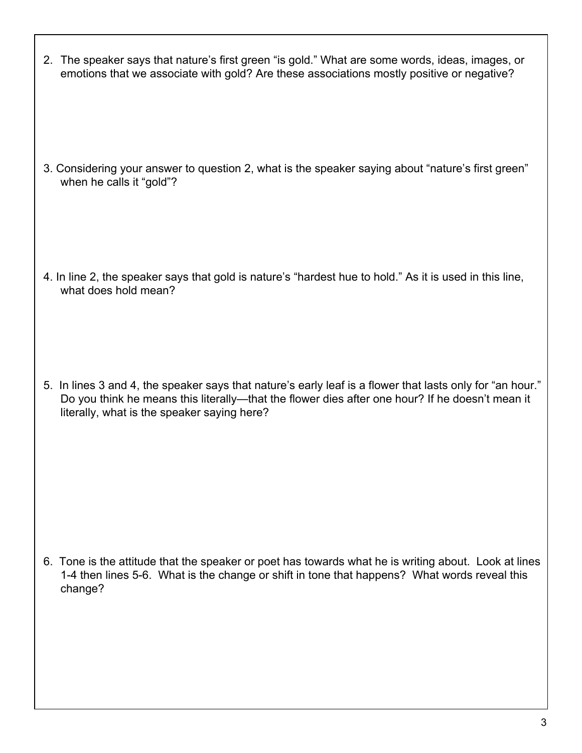2. The speaker says that nature's first green "is gold." What are some words, ideas, images, or emotions that we associate with gold? Are these associations mostly positive or negative?

3. Considering your answer to question 2, what is the speaker saying about "nature's first green" when he calls it "gold"?

4. In line 2, the speaker says that gold is nature's "hardest hue to hold." As it is used in this line, what does hold mean?

5. In lines 3 and 4, the speaker says that nature's early leaf is a flower that lasts only for "an hour." Do you think he means this literally—that the flower dies after one hour? If he doesn't mean it literally, what is the speaker saying here?

6. Tone is the attitude that the speaker or poet has towards what he is writing about. Look at lines 1-4 then lines 5-6. What is the change or shift in tone that happens? What words reveal this change?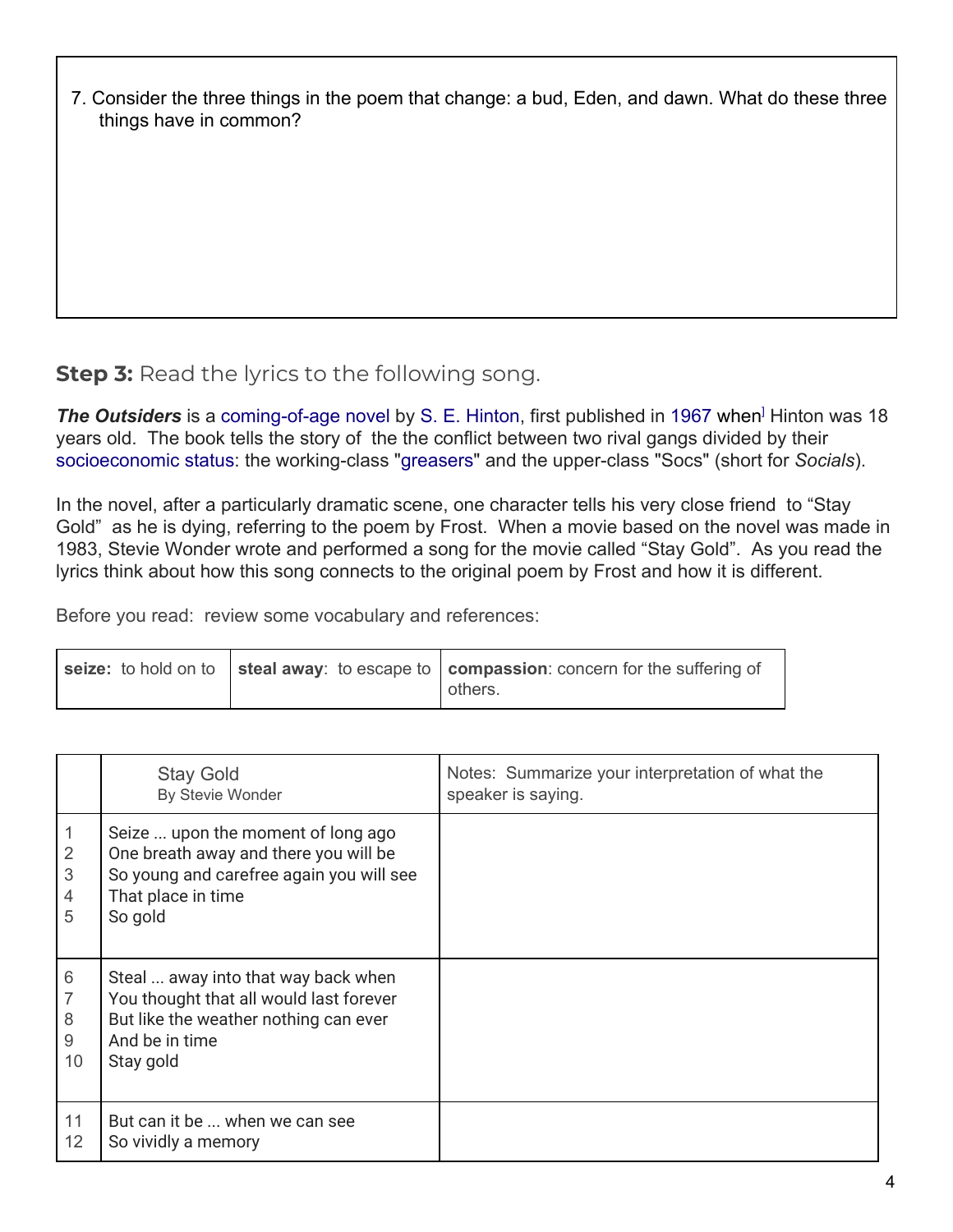7. Consider the three things in the poem that change: a bud, Eden, and dawn. What do these three things have in common?

### **Step 3:** Read the lyrics to the following song.

***The Outsiders*** is a coming-of-age novel by S. E. Hinton, first published in 1967 when[] Hinton was 18 years old. The book tells the story of the the conflict between two rival gangs divided by their socioeconomic status: the working-class "greasers" and the upper-class "Socs" (short for *Socials*).

In the novel, after a particularly dramatic scene, one character tells his very close friend to "Stay Gold" as he is dying, referring to the poem by Frost. When a movie based on the novel was made in 1983, Stevie Wonder wrote and performed a song for the movie called "Stay Gold". As you read the lyrics think about how this song connects to the original poem by Frost and how it is different.

Before you read: review some vocabulary and references:

| | | |
|---|---|---|
| **seize:** to hold on to | **steal away**: to escape to | **compassion**: concern for the suffering of others. |

| | Stay Gold<br>By Stevie Wonder | Notes: Summarize your interpretation of what the speaker is saying. |
|---|---|---|
| 1<br>2<br>3<br>4<br>5 | Seize ... upon the moment of long ago<br>One breath away and there you will be<br>So young and carefree again you will see<br>That place in time<br>So gold | |
| 6<br>7<br>8<br>9<br>10 | Steal ... away into that way back when<br>You thought that all would last forever<br>But like the weather nothing can ever<br>And be in time<br>Stay gold | |
| 11<br>12 | But can it be ... when we can see<br>So vividly a memory | |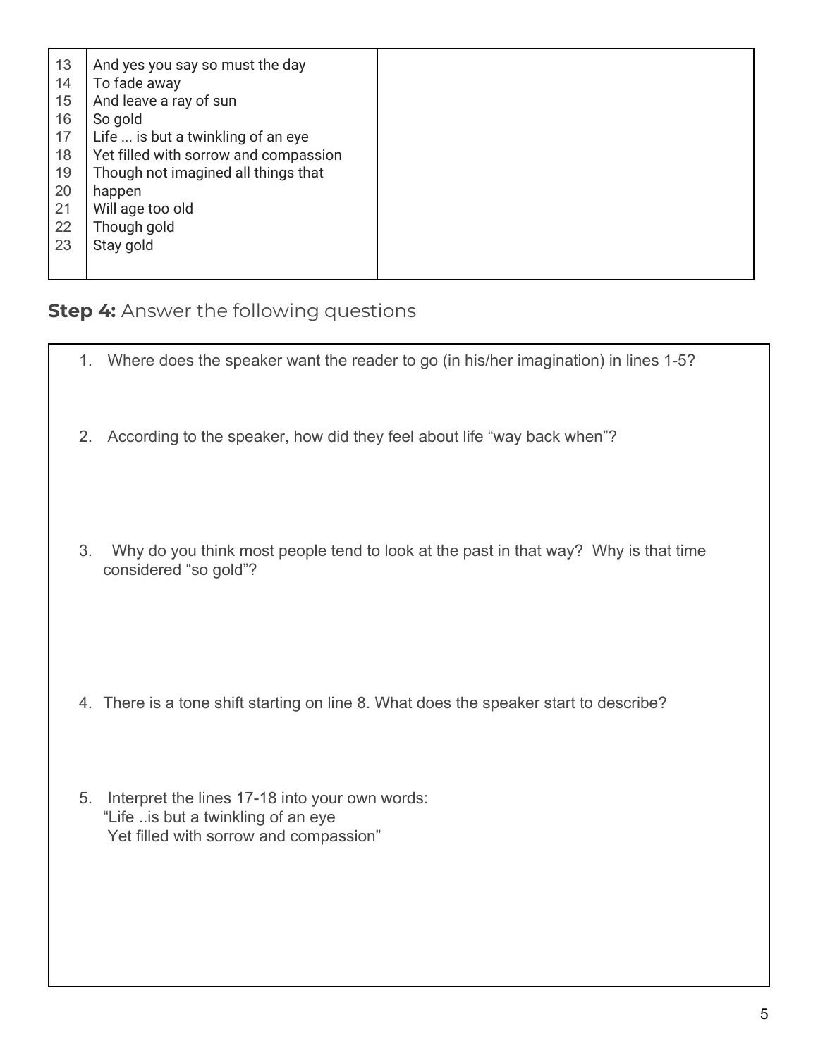| | | |
|---|---|---|
| 13<br>14<br>15<br>16<br>17<br>18<br>19<br>20<br>21<br>22<br>23 | And yes you say so must the day<br>To fade away<br>And leave a ray of sun<br>So gold<br>Life ... is but a twinkling of an eye<br>Yet filled with sorrow and compassion<br>Though not imagined all things that<br>happen<br>Will age too old<br>Though gold<br>Stay gold | |

**Step 4:** Answer the following questions

1. Where does the speaker want the reader to go (in his/her imagination) in lines 1-5?

2. According to the speaker, how did they feel about life "way back when"?

3. Why do you think most people tend to look at the past in that way? Why is that time considered "so gold"?

4. There is a tone shift starting on line 8. What does the speaker start to describe?

5. Interpret the lines 17-18 into your own words:
   "Life ..is but a twinkling of an eye
   Yet filled with sorrow and compassion"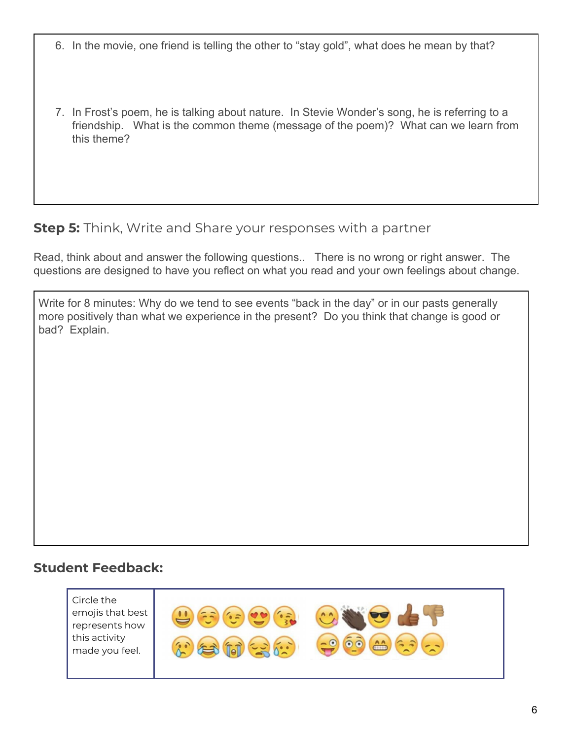6. In the movie, one friend is telling the other to "stay gold", what does he mean by that?

7. In Frost's poem, he is talking about nature. In Stevie Wonder's song, he is referring to a friendship. What is the common theme (message of the poem)? What can we learn from this theme?

## **Step 5:** Think, Write and Share your responses with a partner

Read, think about and answer the following questions.. There is no wrong or right answer. The questions are designed to have you reflect on what you read and your own feelings about change.

| |
|---|
| Write for 8 minutes: Why do we tend to see events "back in the day" or in our pasts generally more positively than what we experience in the present? Do you think that change is good or bad? Explain. |

## **Student Feedback:**

| | |
|---|---|
| Circle the emojis that best represents how this activity made you feel. | 😃 ☺️ 😉 😍 😘 😋 👏 😎 👍 👎 😢 😂 😭 😪 😥 😜 😳 😁 😒 😞 |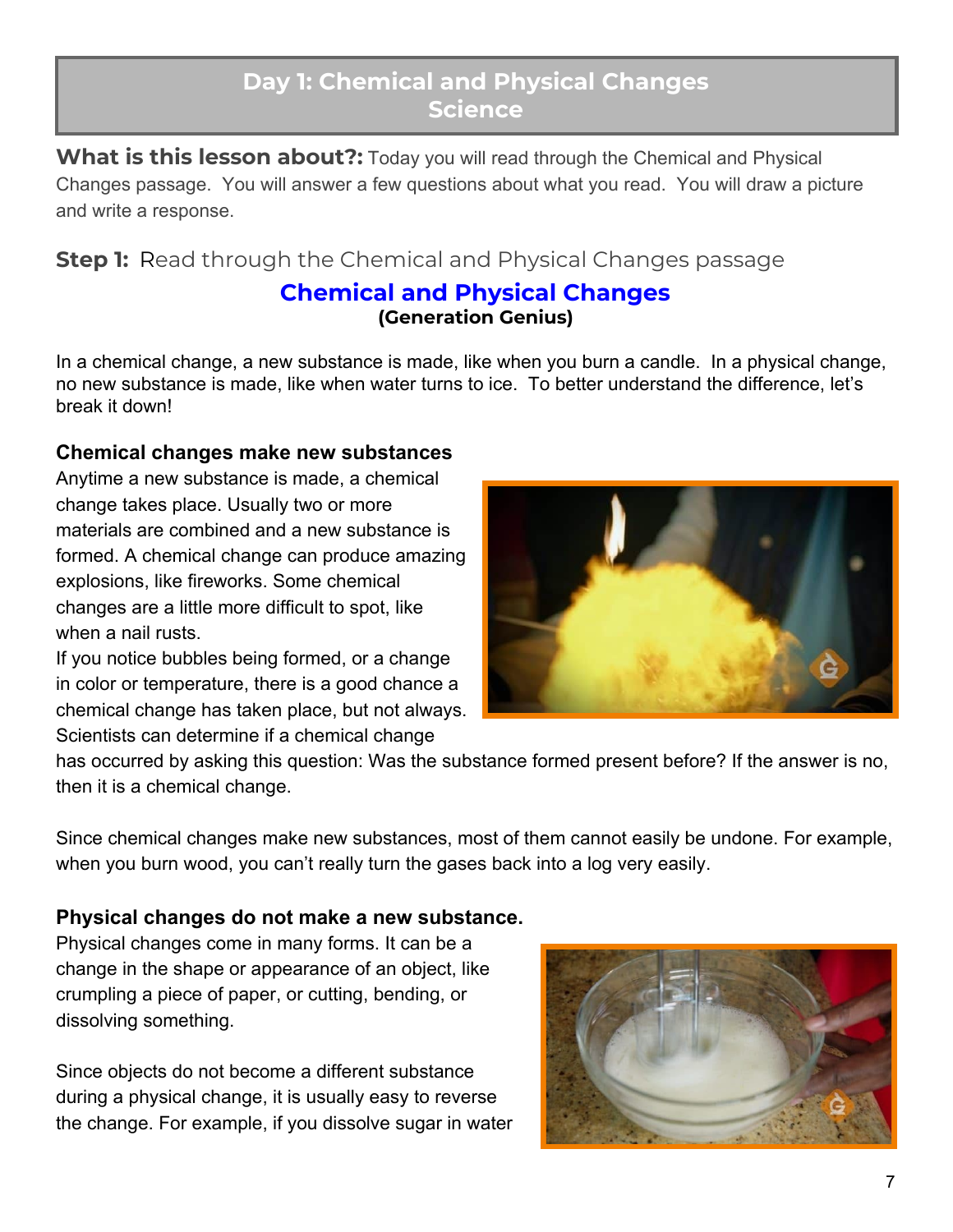## Day 1: Chemical and Physical Changes
## Science

**What is this lesson about?:** Today you will read through the Chemical and Physical Changes passage. You will answer a few questions about what you read. You will draw a picture and write a response.

**Step 1:** Read through the Chemical and Physical Changes passage

### Chemical and Physical Changes
**(Generation Genius)**

In a chemical change, a new substance is made, like when you burn a candle. In a physical change, no new substance is made, like when water turns to ice. To better understand the difference, let's break it down!

**Chemical changes make new substances**

Anytime a new substance is made, a chemical change takes place. Usually two or more materials are combined and a new substance is formed. A chemical change can produce amazing explosions, like fireworks. Some chemical changes are a little more difficult to spot, like when a nail rusts.

If you notice bubbles being formed, or a change in color or temperature, there is a good chance a chemical change has taken place, but not always. Scientists can determine if a chemical change has occurred by asking this question: Was the substance formed present before? If the answer is no, then it is a chemical change.

Since chemical changes make new substances, most of them cannot easily be undone. For example, when you burn wood, you can't really turn the gases back into a log very easily.

**Physical changes do not make a new substance.**

Physical changes come in many forms. It can be a change in the shape or appearance of an object, like crumpling a piece of paper, or cutting, bending, or dissolving something.

Since objects do not become a different substance during a physical change, it is usually easy to reverse the change. For example, if you dissolve sugar in water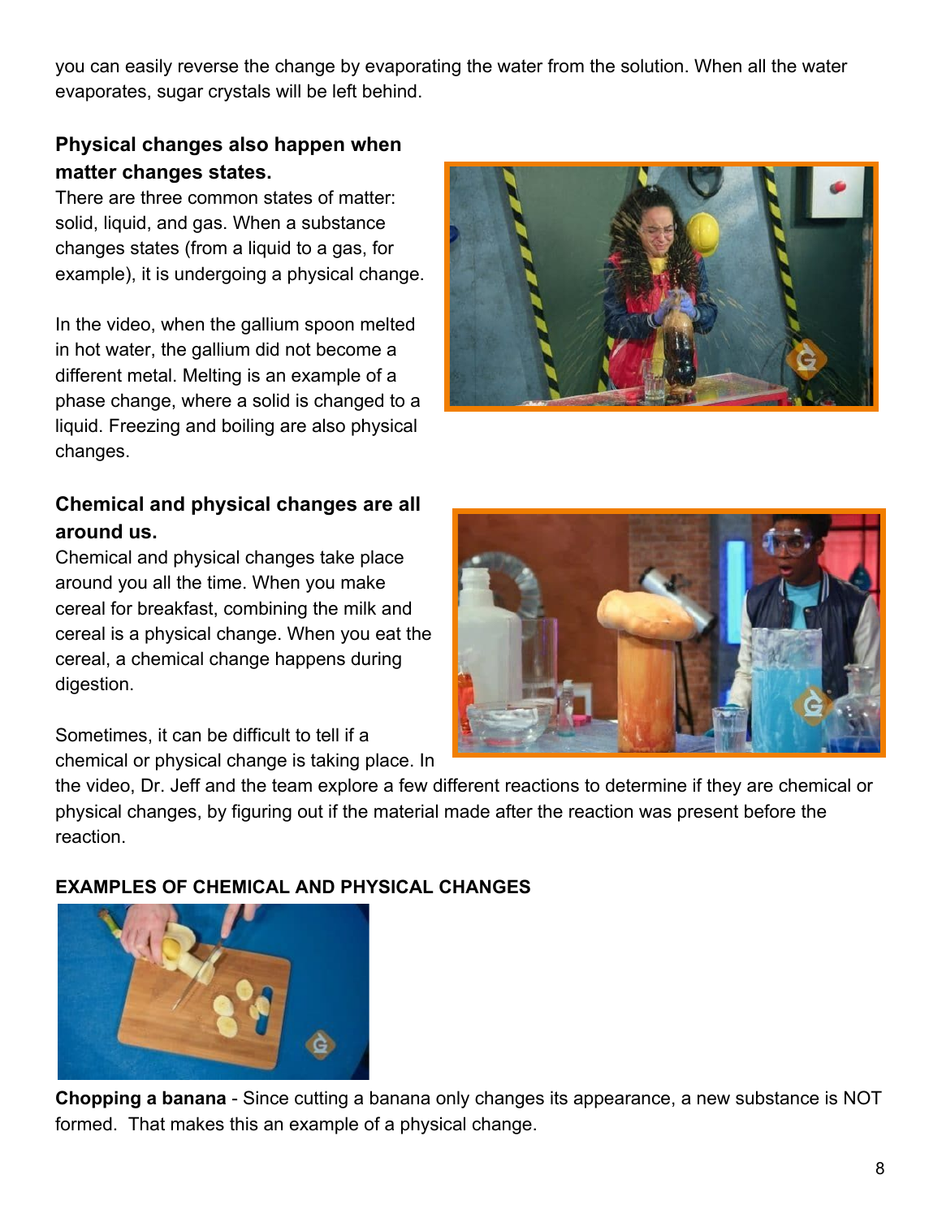you can easily reverse the change by evaporating the water from the solution. When all the water evaporates, sugar crystals will be left behind.

### Physical changes also happen when matter changes states.

There are three common states of matter: solid, liquid, and gas. When a substance changes states (from a liquid to a gas, for example), it is undergoing a physical change.

In the video, when the gallium spoon melted in hot water, the gallium did not become a different metal. Melting is an example of a phase change, where a solid is changed to a liquid. Freezing and boiling are also physical changes.

### Chemical and physical changes are all around us.

Chemical and physical changes take place around you all the time. When you make cereal for breakfast, combining the milk and cereal is a physical change. When you eat the cereal, a chemical change happens during digestion.

Sometimes, it can be difficult to tell if a chemical or physical change is taking place. In the video, Dr. Jeff and the team explore a few different reactions to determine if they are chemical or physical changes, by figuring out if the material made after the reaction was present before the reaction.

### EXAMPLES OF CHEMICAL AND PHYSICAL CHANGES

**Chopping a banana** - Since cutting a banana only changes its appearance, a new substance is NOT formed. That makes this an example of a physical change.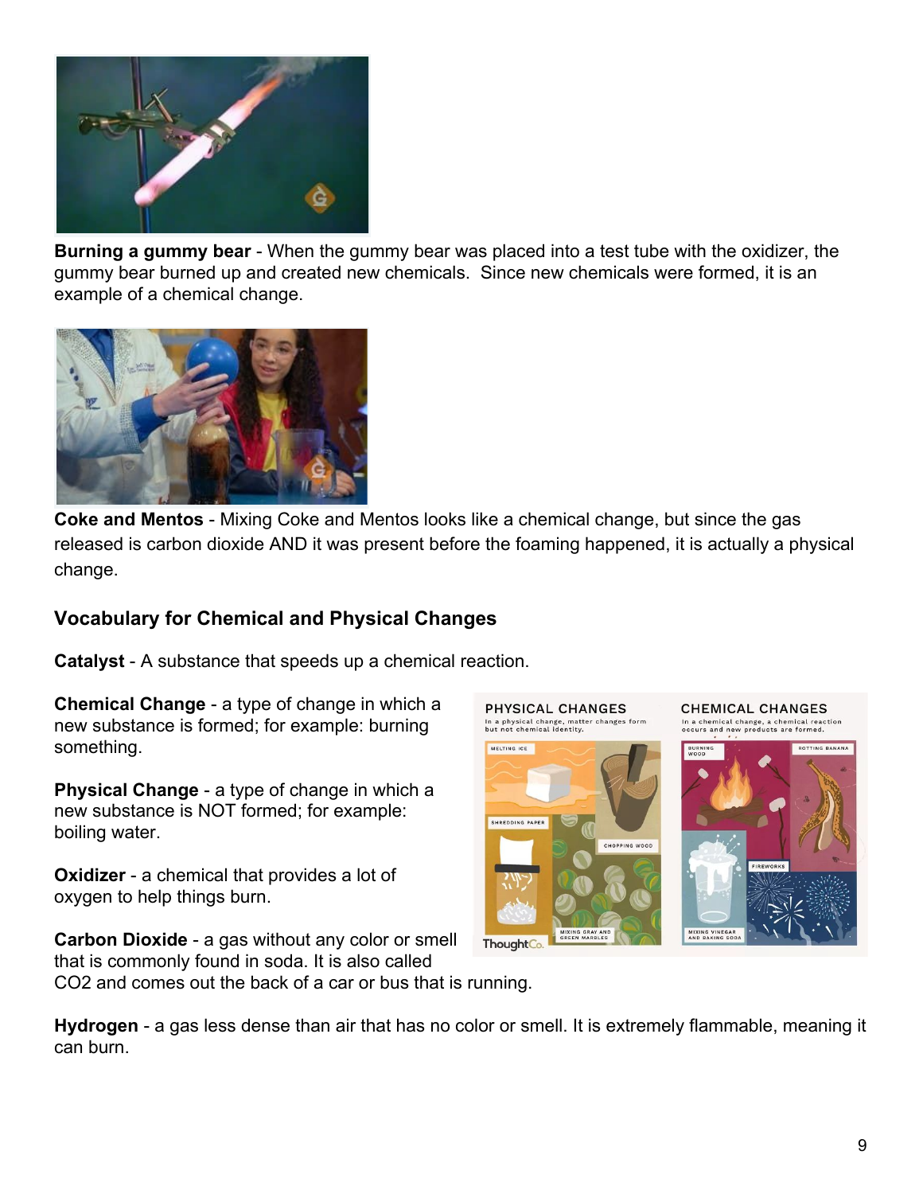**Burning a gummy bear** - When the gummy bear was placed into a test tube with the oxidizer, the gummy bear burned up and created new chemicals. Since new chemicals were formed, it is an example of a chemical change.

**Coke and Mentos** - Mixing Coke and Mentos looks like a chemical change, but since the gas released is carbon dioxide AND it was present before the foaming happened, it is actually a physical change.

### Vocabulary for Chemical and Physical Changes

**Catalyst** - A substance that speeds up a chemical reaction.

**Chemical Change** - a type of change in which a new substance is formed; for example: burning something.

**Physical Change** - a type of change in which a new substance is NOT formed; for example: boiling water.

**Oxidizer** - a chemical that provides a lot of oxygen to help things burn.

**Carbon Dioxide** - a gas without any color or smell that is commonly found in soda. It is also called CO2 and comes out the back of a car or bus that is running.

**Hydrogen** - a gas less dense than air that has no color or smell. It is extremely flammable, meaning it can burn.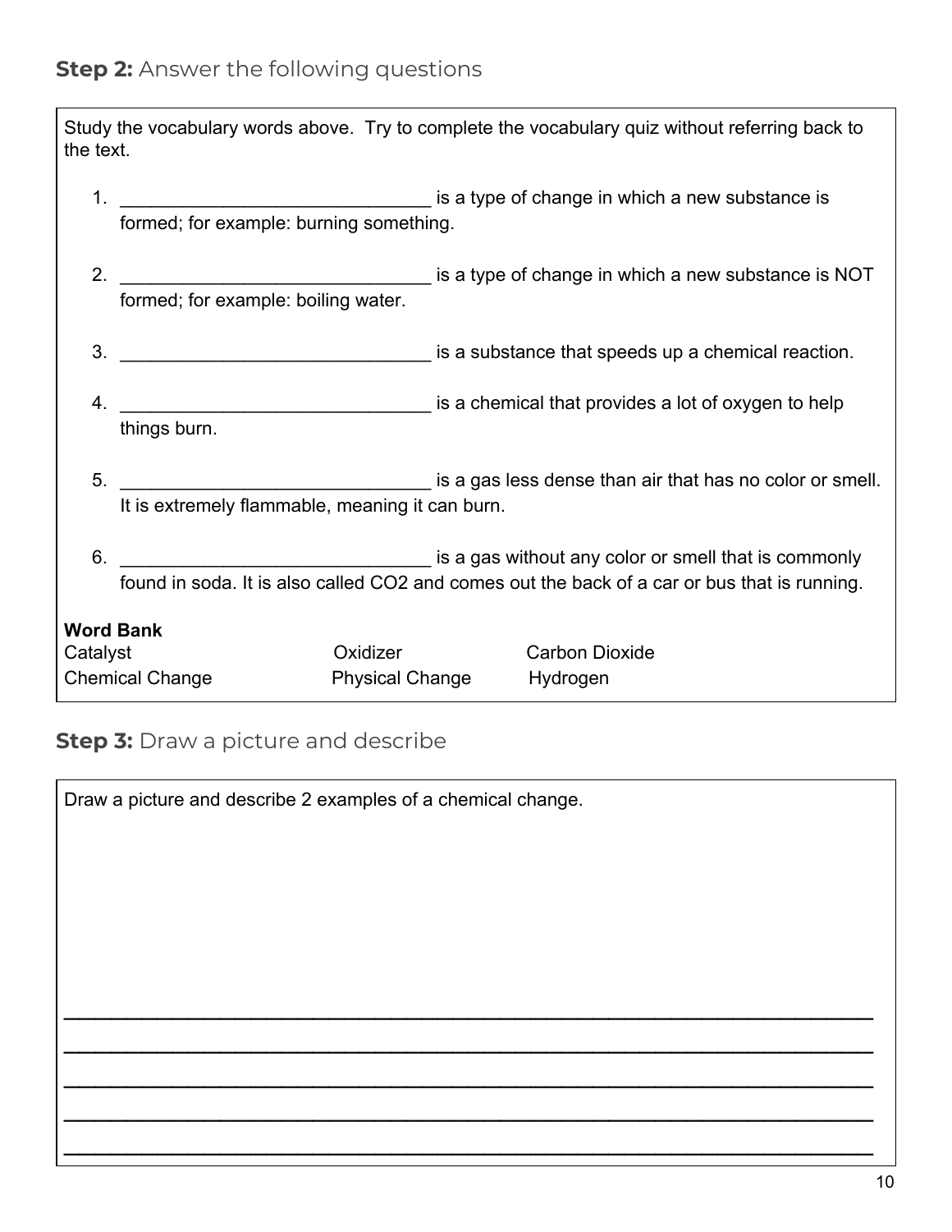## **Step 2:** Answer the following questions

Study the vocabulary words above. Try to complete the vocabulary quiz without referring back to the text.

1. _______________________________ is a type of change in which a new substance is formed; for example: burning something.
2. _______________________________ is a type of change in which a new substance is NOT formed; for example: boiling water.
3. _______________________________ is a substance that speeds up a chemical reaction.
4. _______________________________ is a chemical that provides a lot of oxygen to help things burn.
5. _______________________________ is a gas less dense than air that has no color or smell. It is extremely flammable, meaning it can burn.
6. _______________________________ is a gas without any color or smell that is commonly found in soda. It is also called CO2 and comes out the back of a car or bus that is running.

**Word Bank**

| | | |
|---|---|---|
| Catalyst | Oxidizer | Carbon Dioxide |
| Chemical Change | Physical Change | Hydrogen |

## **Step 3:** Draw a picture and describe

Draw a picture and describe 2 examples of a chemical change.

________________________________________________________________________

________________________________________________________________________

________________________________________________________________________

________________________________________________________________________

________________________________________________________________________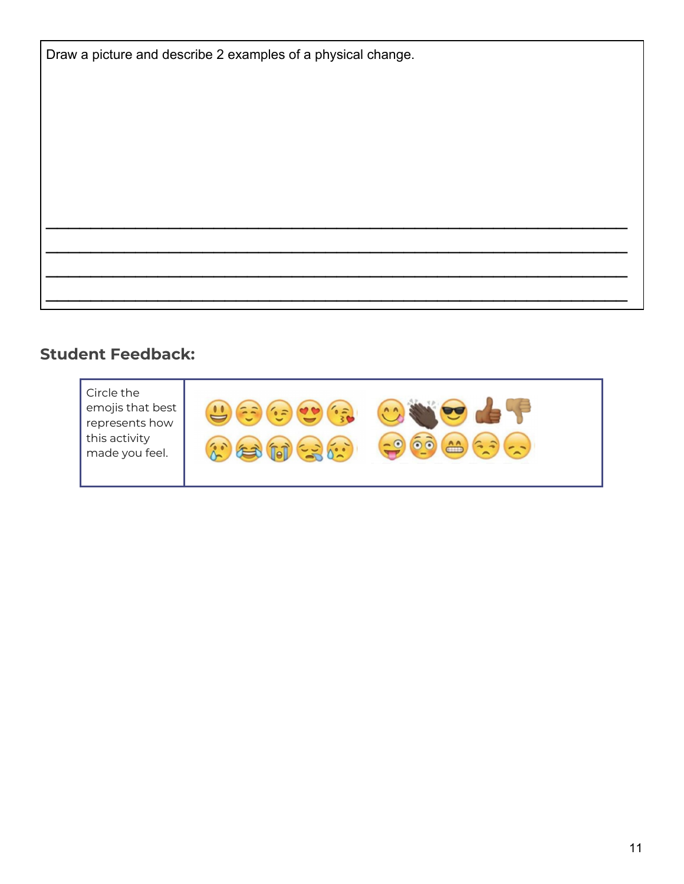Draw a picture and describe 2 examples of a physical change.

\_\_\_\_\_\_\_\_\_\_\_\_\_\_\_\_\_\_\_\_\_\_\_\_\_\_\_\_\_\_\_\_\_\_\_\_\_\_\_\_\_\_\_\_\_\_\_\_\_\_\_\_\_\_\_\_\_\_\_\_\_\_\_\_\_\_\_\_

\_\_\_\_\_\_\_\_\_\_\_\_\_\_\_\_\_\_\_\_\_\_\_\_\_\_\_\_\_\_\_\_\_\_\_\_\_\_\_\_\_\_\_\_\_\_\_\_\_\_\_\_\_\_\_\_\_\_\_\_\_\_\_\_\_\_\_\_

\_\_\_\_\_\_\_\_\_\_\_\_\_\_\_\_\_\_\_\_\_\_\_\_\_\_\_\_\_\_\_\_\_\_\_\_\_\_\_\_\_\_\_\_\_\_\_\_\_\_\_\_\_\_\_\_\_\_\_\_\_\_\_\_\_\_\_\_

\_\_\_\_\_\_\_\_\_\_\_\_\_\_\_\_\_\_\_\_\_\_\_\_\_\_\_\_\_\_\_\_\_\_\_\_\_\_\_\_\_\_\_\_\_\_\_\_\_\_\_\_\_\_\_\_\_\_\_\_\_\_\_\_\_\_\_\_

## Student Feedback:

| | |
|---|---|
| Circle the emojis that best represents how this activity made you feel. | 😃☺️😉😍😘 😋👏😎👍👎<br>😢😂😭😪😥 😜😳😁😒😞 |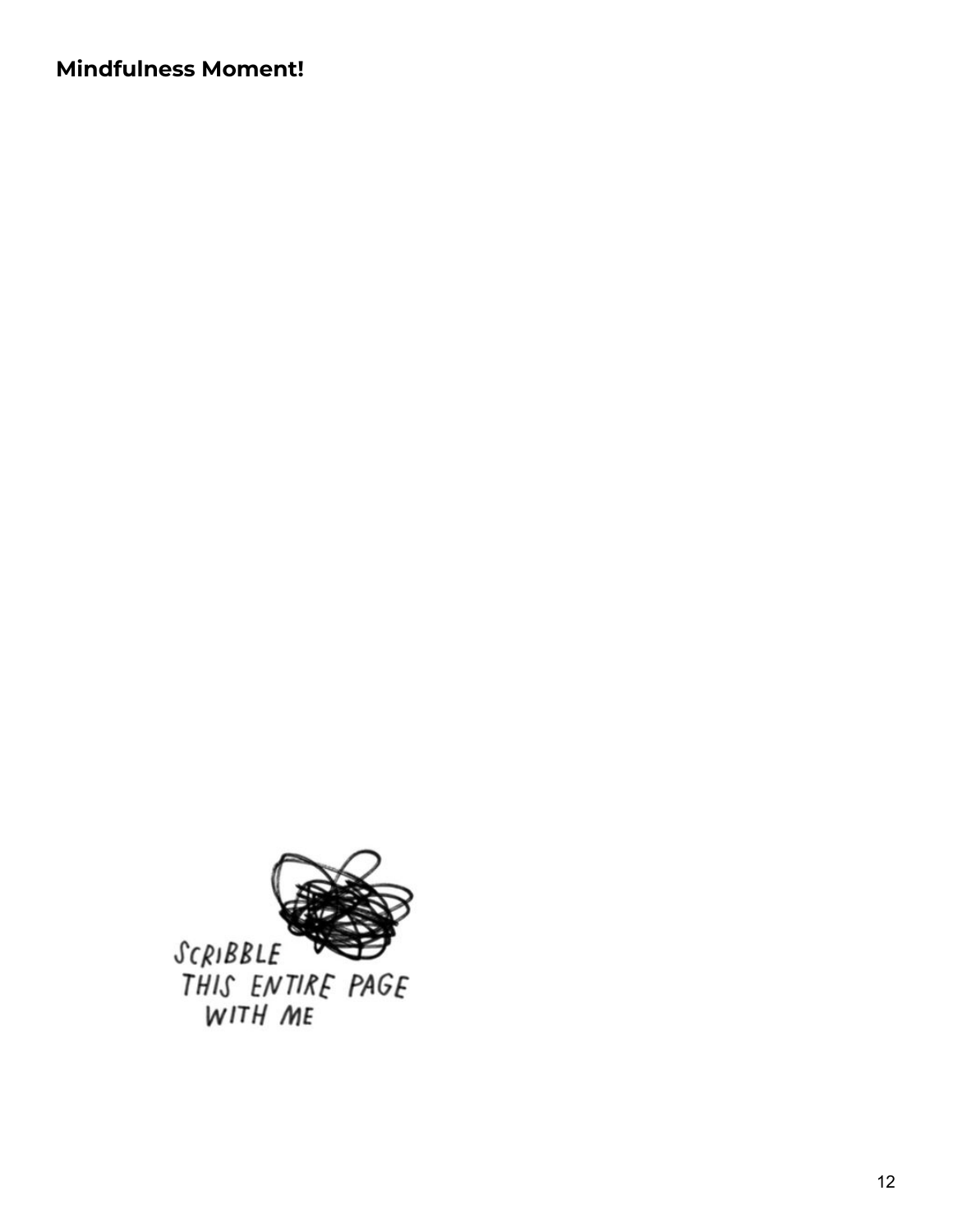**Mindfulness Moment!**

SCRIBBLE THIS ENTIRE PAGE WITH ME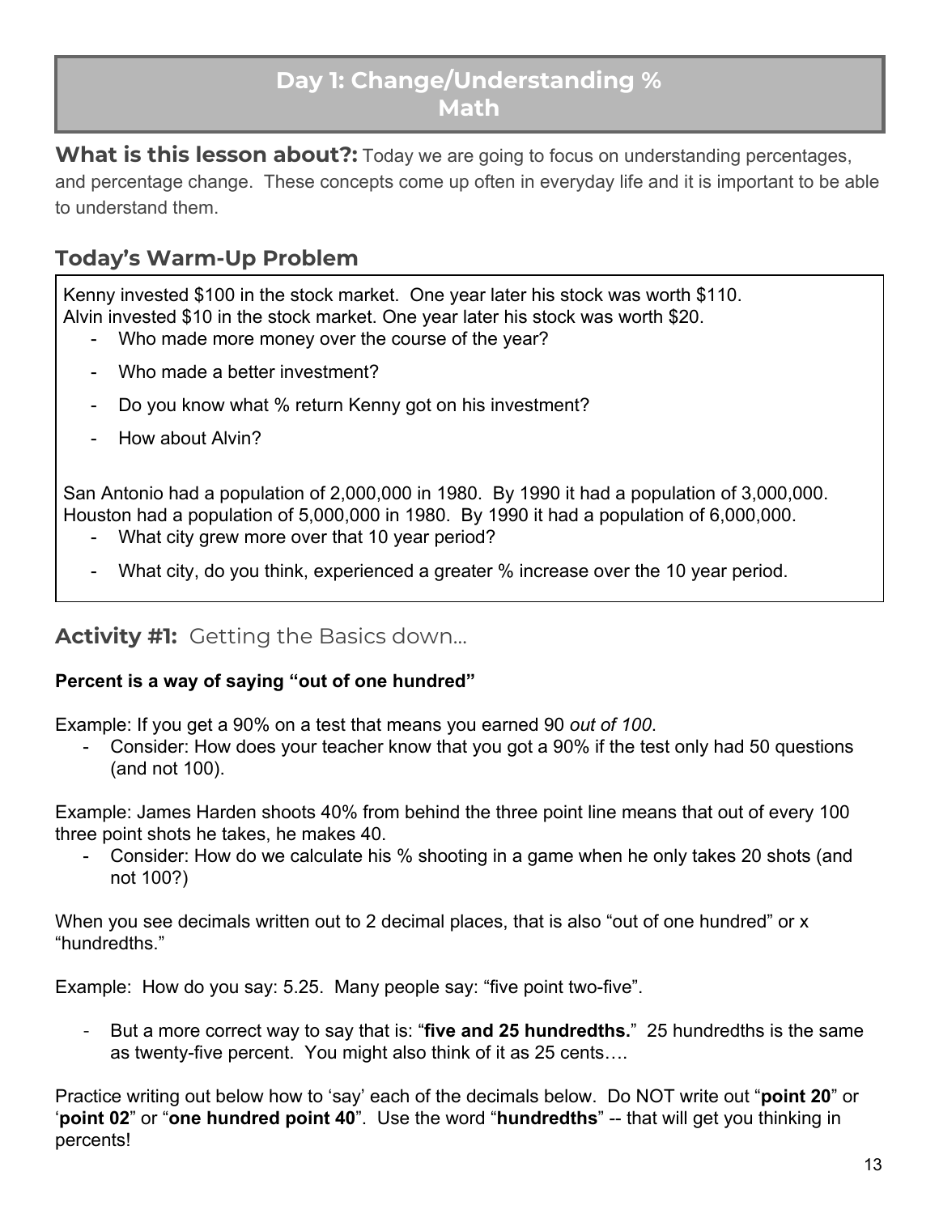## Day 1: Change/Understanding % Math

**What is this lesson about?:** Today we are going to focus on understanding percentages, and percentage change. These concepts come up often in everyday life and it is important to be able to understand them.

### Today's Warm-Up Problem

Kenny invested $100 in the stock market. One year later his stock was worth $110.
Alvin invested $10 in the stock market. One year later his stock was worth $20.

- Who made more money over the course of the year?
- Who made a better investment?
- Do you know what % return Kenny got on his investment?
- How about Alvin?

San Antonio had a population of 2,000,000 in 1980. By 1990 it had a population of 3,000,000.
Houston had a population of 5,000,000 in 1980. By 1990 it had a population of 6,000,000.

- What city grew more over that 10 year period?
- What city, do you think, experienced a greater % increase over the 10 year period.

### Activity #1: Getting the Basics down...

**Percent is a way of saying "out of one hundred"**

Example: If you get a 90% on a test that means you earned 90 *out of 100*.

- Consider: How does your teacher know that you got a 90% if the test only had 50 questions (and not 100).

Example: James Harden shoots 40% from behind the three point line means that out of every 100 three point shots he takes, he makes 40.

- Consider: How do we calculate his % shooting in a game when he only takes 20 shots (and not 100?)

When you see decimals written out to 2 decimal places, that is also "out of one hundred" or x "hundredths."

Example: How do you say: 5.25. Many people say: "five point two-five".

- But a more correct way to say that is: "**five and 25 hundredths.**" 25 hundredths is the same as twenty-five percent. You might also think of it as 25 cents….

Practice writing out below how to 'say' each of the decimals below. Do NOT write out "**point 20**" or '**point 02**" or "**one hundred point 40**". Use the word "**hundredths**" -- that will get you thinking in percents!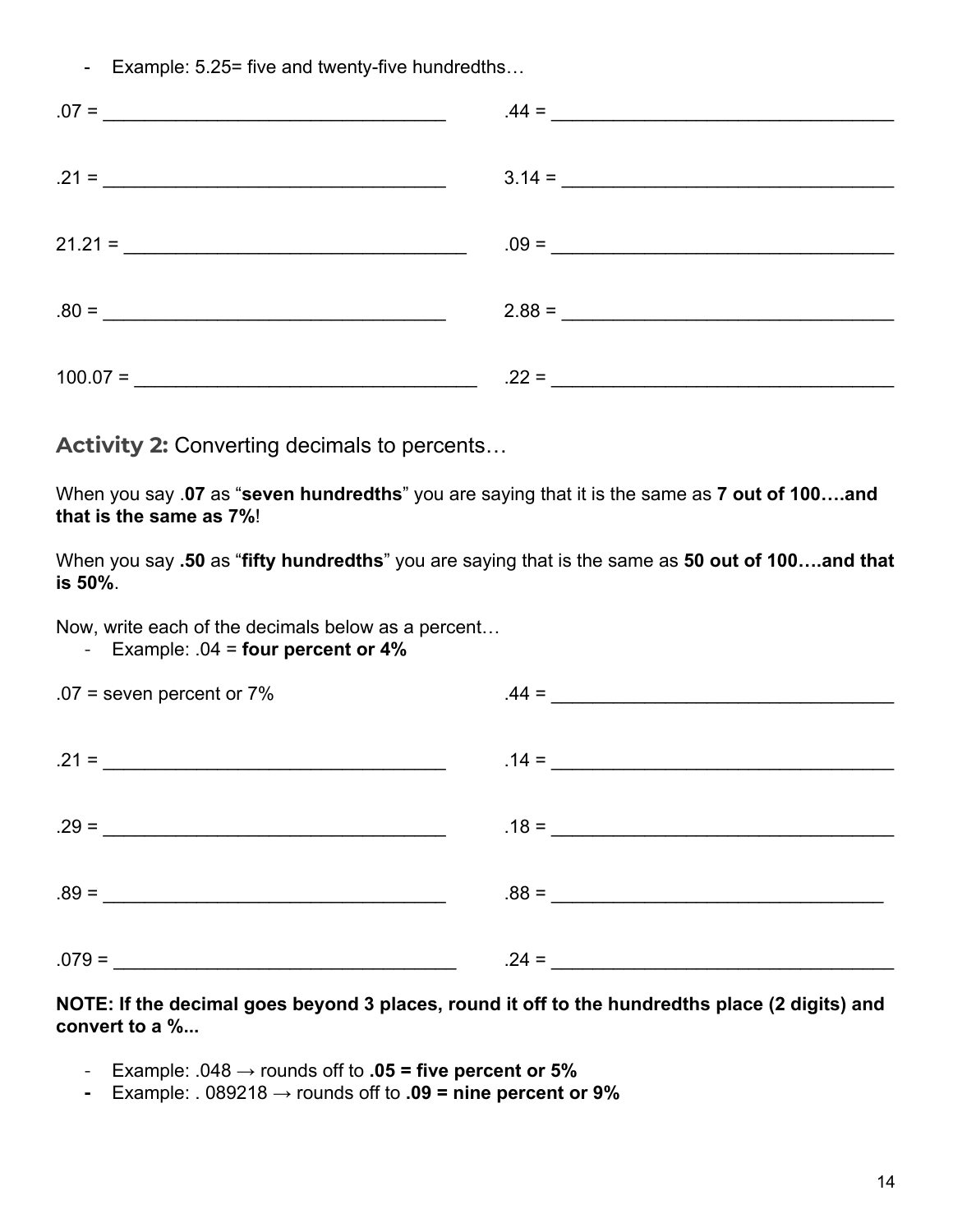- Example: 5.25= five and twenty-five hundredths…

.07 = ________________________________ .44 = ________________________________

.21 = ________________________________ 3.14 = ________________________________

21.21 = ________________________________ .09 = ________________________________

.80 = ________________________________ 2.88 = ________________________________

100.07 = ________________________________ .22 = ________________________________

## **Activity 2:** Converting decimals to percents…

When you say .**07** as "**seven hundredths**" you are saying that it is the same as **7 out of 100….and that is the same as 7%**!

When you say **.50** as "**fifty hundredths**" you are saying that is the same as **50 out of 100….and that is 50%**.

Now, write each of the decimals below as a percent…

- Example: .04 = **four percent or 4%**

.07 = seven percent or 7% .44 = ________________________________

.21 = ________________________________ .14 = ________________________________

.29 = ________________________________ .18 = ________________________________

.89 = ________________________________ .88 = ________________________________

.079 = ________________________________ .24 = ________________________________

**NOTE: If the decimal goes beyond 3 places, round it off to the hundredths place (2 digits) and convert to a %...**

- Example: .048 → rounds off to **.05 = five percent or 5%**
- Example: . 089218 → rounds off to **.09 = nine percent or 9%**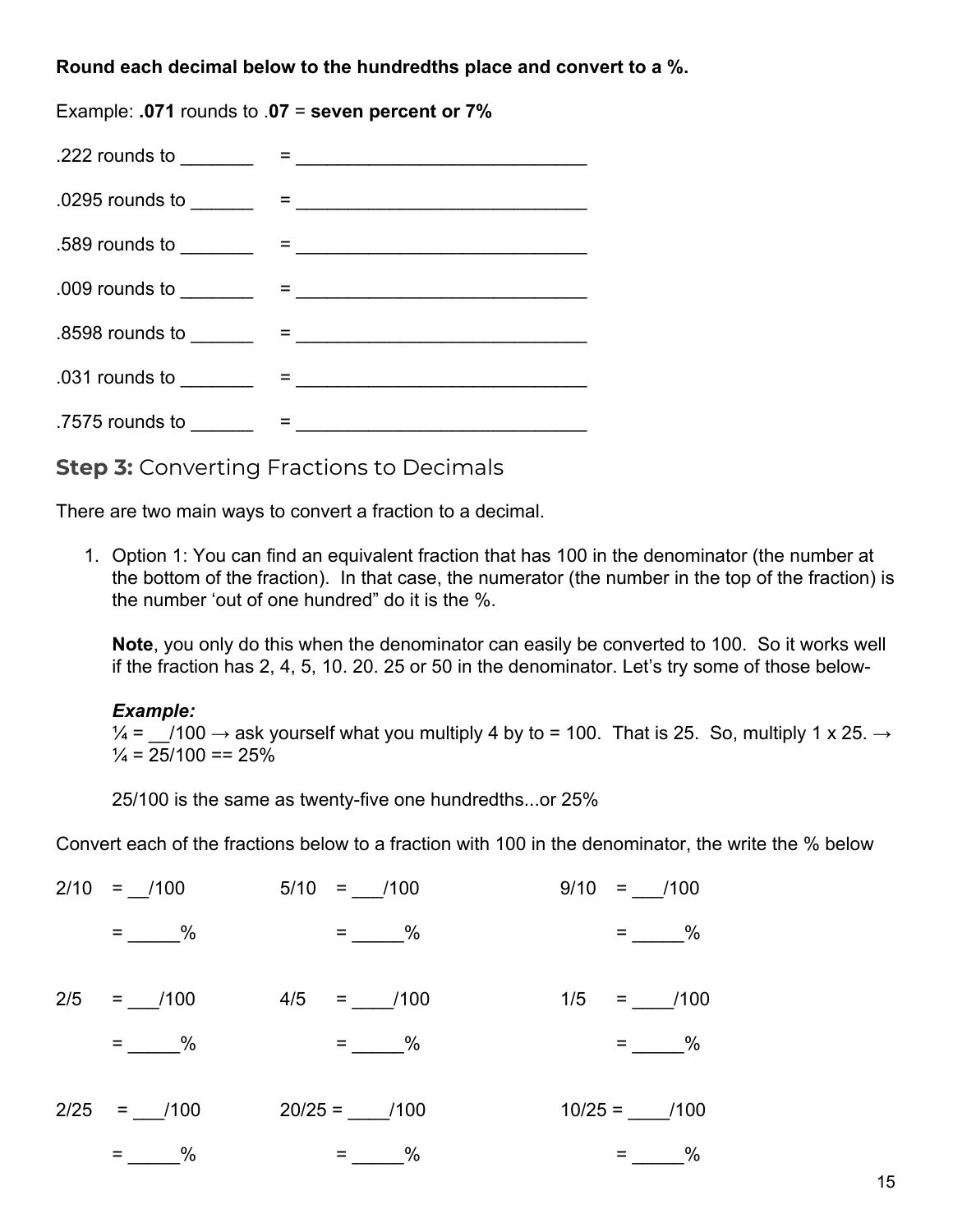**Round each decimal below to the hundredths place and convert to a %.**

Example: **.071** rounds to .**07** = **seven percent or 7%**

.222 rounds to _______ = _____________________________

.0295 rounds to ______ = _____________________________

.589 rounds to _______ = _____________________________

.009 rounds to _______ = _____________________________

.8598 rounds to ______ = _____________________________

.031 rounds to _______ = _____________________________

.7575 rounds to ______ = _____________________________

## **Step 3:** Converting Fractions to Decimals

There are two main ways to convert a fraction to a decimal.

1. Option 1: You can find an equivalent fraction that has 100 in the denominator (the number at the bottom of the fraction). In that case, the numerator (the number in the top of the fraction) is the number 'out of one hundred" do it is the %.

   **Note**, you only do this when the denominator can easily be converted to 100. So it works well if the fraction has 2, 4, 5, 10. 20. 25 or 50 in the denominator. Let's try some of those below-

   ***Example:***
   ¼ = __/100 → ask yourself what you multiply 4 by to = 100. That is 25. So, multiply 1 x 25. → ¼ = 25/100 == 25%

   25/100 is the same as twenty-five one hundredths...or 25%

Convert each of the fractions below to a fraction with 100 in the denominator, the write the % below

2/10 = __/100
= _____%

5/10 = ___/100
= _____%

9/10 = ___/100
= _____%

2/5 = ___/100
= _____%

4/5 = ____/100
= _____%

1/5 = ____/100
= _____%

2/25 = ___/100
= _____%

20/25 = ____/100
= _____%

10/25 = ____/100
= _____%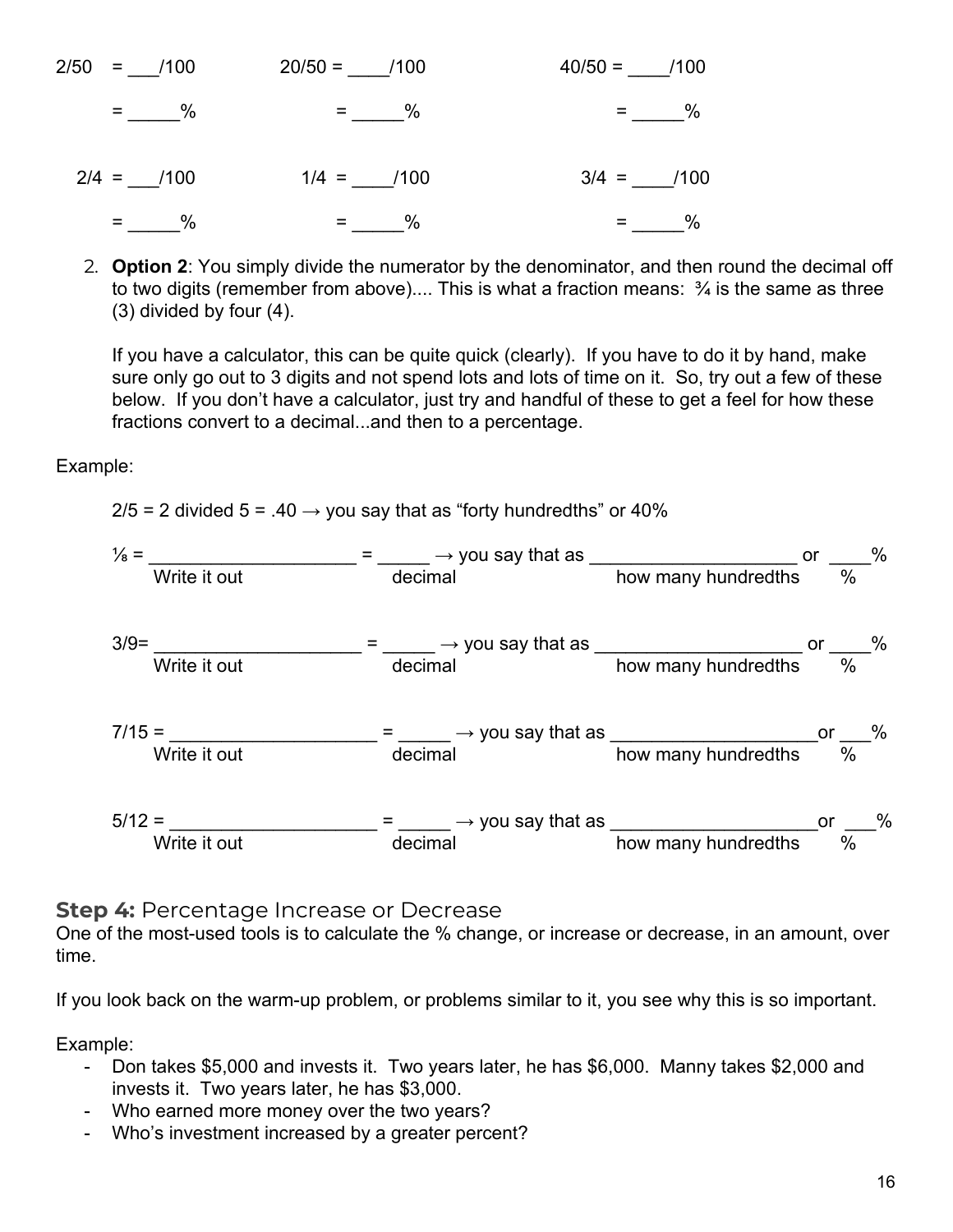2/50 = ___/100     20/50 = ____/100     40/50 = ____/100

= _____%     = _____%     = _____%

2/4 = ___/100     1/4 = ____/100     3/4 = ____/100

= _____%     = _____%     = _____%

2. **Option 2**: You simply divide the numerator by the denominator, and then round the decimal off to two digits (remember from above).... This is what a fraction means: ¾ is the same as three (3) divided by four (4).

   If you have a calculator, this can be quite quick (clearly). If you have to do it by hand, make sure only go out to 3 digits and not spend lots and lots of time on it. So, try out a few of these below. If you don't have a calculator, just try and handful of these to get a feel for how these fractions convert to a decimal...and then to a percentage.

Example:

2/5 = 2 divided 5 = .40 → you say that as "forty hundredths" or 40%

⅛ = ____________________ = _____ → you say that as ____________________ or ____%
Write it out     decimal     how many hundredths     %

3/9= ____________________ = _____ → you say that as ____________________ or ____%
Write it out     decimal     how many hundredths     %

7/15 = ____________________ = _____ → you say that as ____________________or ___%
Write it out     decimal     how many hundredths     %

5/12 = ____________________ = _____ → you say that as ____________________or ___%
Write it out     decimal     how many hundredths     %

### **Step 4:** Percentage Increase or Decrease

One of the most-used tools is to calculate the % change, or increase or decrease, in an amount, over time.

If you look back on the warm-up problem, or problems similar to it, you see why this is so important.

Example:

- Don takes $5,000 and invests it. Two years later, he has $6,000. Manny takes $2,000 and invests it. Two years later, he has $3,000.
- Who earned more money over the two years?
- Who's investment increased by a greater percent?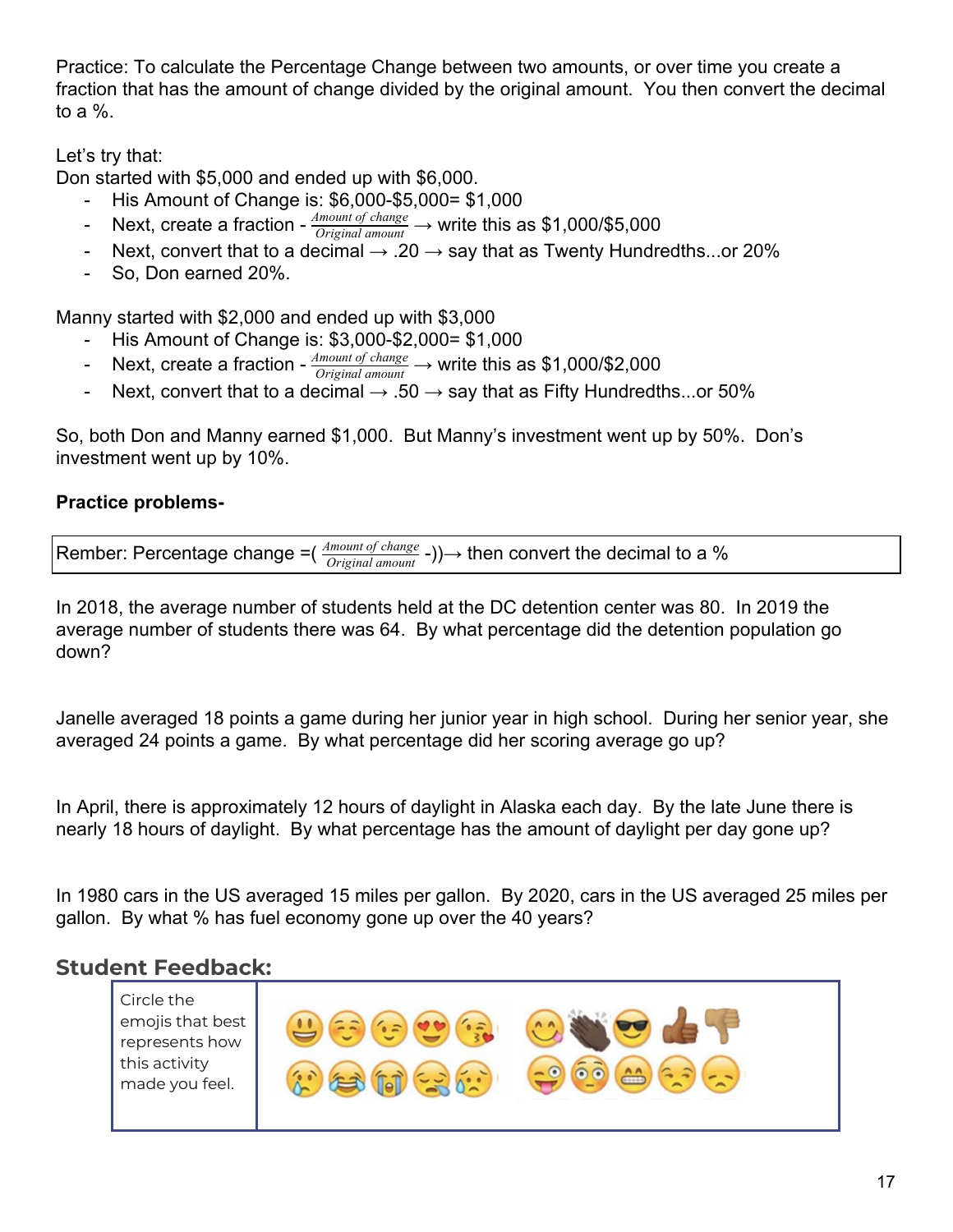Practice: To calculate the Percentage Change between two amounts, or over time you create a fraction that has the amount of change divided by the original amount. You then convert the decimal to a %.

Let's try that:

Don started with $5,000 and ended up with $6,000.

- His Amount of Change is: $6,000-$5,000= $1,000
- Next, create a fraction - $\frac{Amount\ of\ change}{Original\ amount}$ → write this as $1,000/$5,000
- Next, convert that to a decimal → .20 → say that as Twenty Hundredths...or 20%
- So, Don earned 20%.

Manny started with $2,000 and ended up with $3,000

- His Amount of Change is: $3,000-$2,000= $1,000
- Next, create a fraction - $\frac{Amount\ of\ change}{Original\ amount}$ → write this as $1,000/$2,000
- Next, convert that to a decimal → .50 → say that as Fifty Hundredths...or 50%

So, both Don and Manny earned $1,000. But Manny's investment went up by 50%. Don's investment went up by 10%.

**Practice problems-**

| |
|---|
| Rember: Percentage change =( $\frac{Amount\ of\ change}{Original\ amount}$ -))→ then convert the decimal to a % |

In 2018, the average number of students held at the DC detention center was 80. In 2019 the average number of students there was 64. By what percentage did the detention population go down?

Janelle averaged 18 points a game during her junior year in high school. During her senior year, she averaged 24 points a game. By what percentage did her scoring average go up?

In April, there is approximately 12 hours of daylight in Alaska each day. By the late June there is nearly 18 hours of daylight. By what percentage has the amount of daylight per day gone up?

In 1980 cars in the US averaged 15 miles per gallon. By 2020, cars in the US averaged 25 miles per gallon. By what % has fuel economy gone up over the 40 years?

## Student Feedback:

| | |
|---|---|
| Circle the emojis that best represents how this activity made you feel. | 😃 ☺️ 😉 😍 😘 😋 👏 😎 👍 👎 😢 😂 😭 😪 😥 😜 😳 😁 😒 😞 |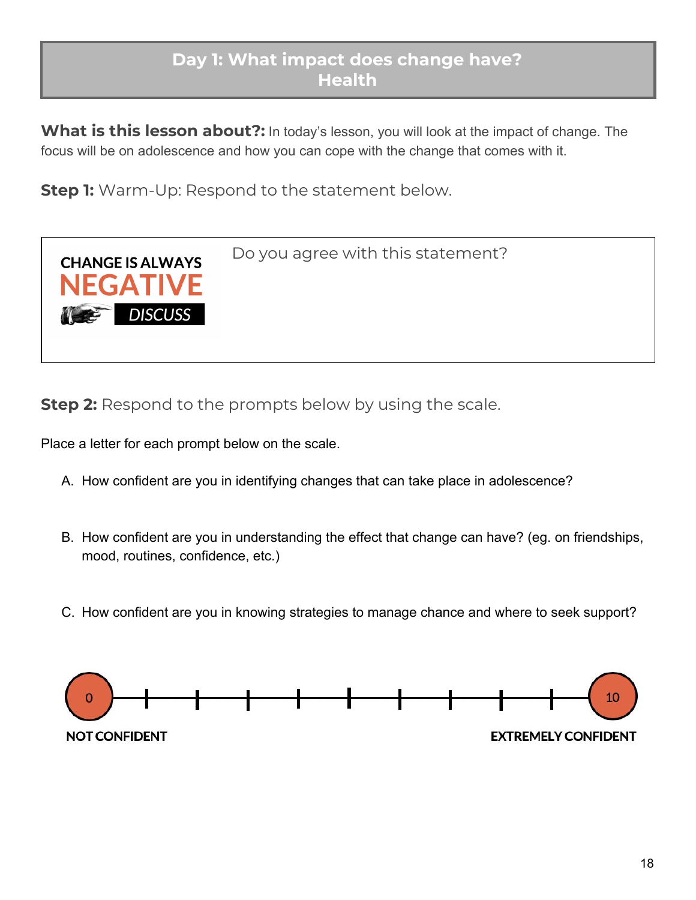# Day 1: What impact does change have?
## Health

**What is this lesson about?:** In today's lesson, you will look at the impact of change. The focus will be on adolescence and how you can cope with the change that comes with it.

**Step 1:** Warm-Up: Respond to the statement below.

| | |
|---|---|
| CHANGE IS ALWAYS **NEGATIVE** *DISCUSS* | Do you agree with this statement? |

**Step 2:** Respond to the prompts below by using the scale.

Place a letter for each prompt below on the scale.

A. How confident are you in identifying changes that can take place in adolescence?

B. How confident are you in understanding the effect that change can have? (eg. on friendships, mood, routines, confidence, etc.)

C. How confident are you in knowing strategies to manage chance and where to seek support?

0

10

NOT CONFIDENT

EXTREMELY CONFIDENT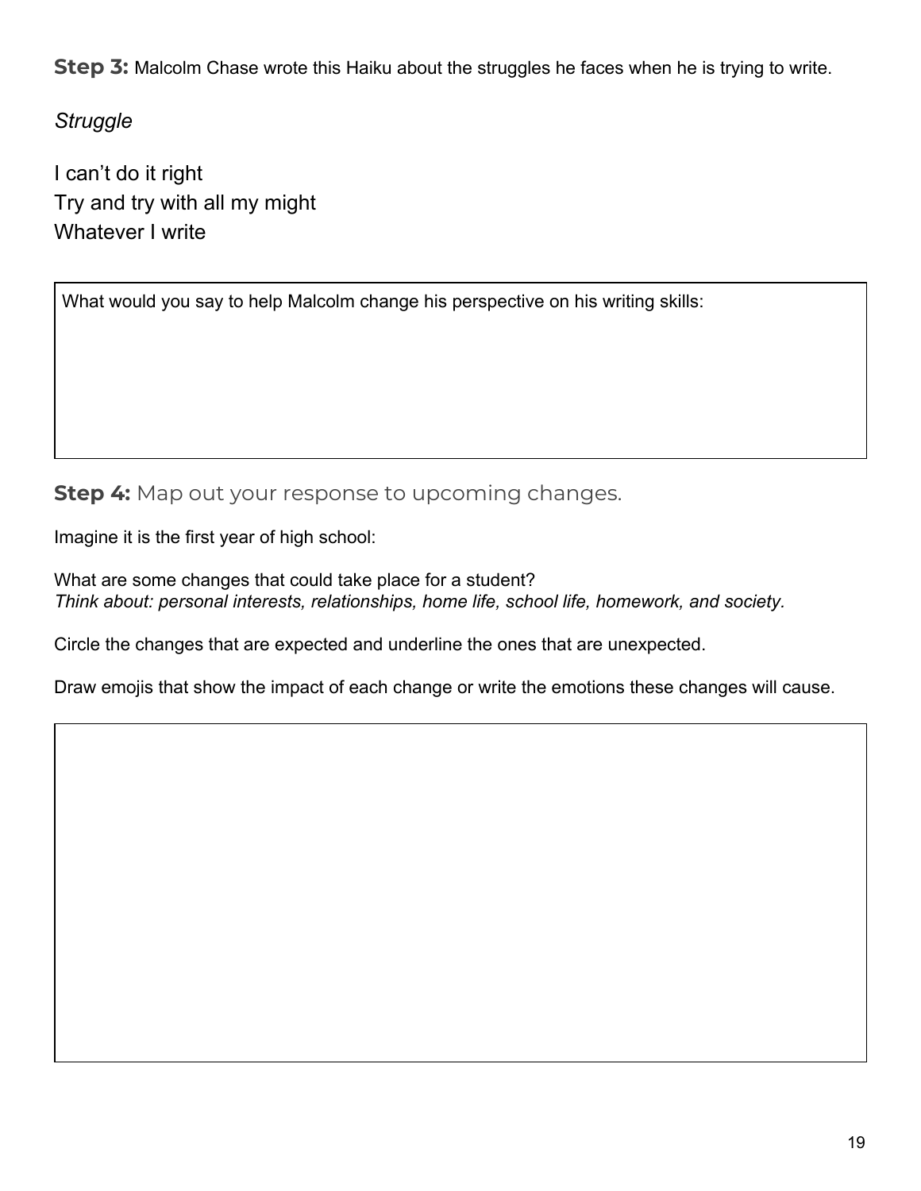**Step 3:** Malcolm Chase wrote this Haiku about the struggles he faces when he is trying to write.

*Struggle*

I can't do it right  
Try and try with all my might  
Whatever I write

| What would you say to help Malcolm change his perspective on his writing skills: |
| --- |
| |

**Step 4:** Map out your response to upcoming changes.

Imagine it is the first year of high school:

What are some changes that could take place for a student?  
*Think about: personal interests, relationships, home life, school life, homework, and society.*

Circle the changes that are expected and underline the ones that are unexpected.

Draw emojis that show the impact of each change or write the emotions these changes will cause.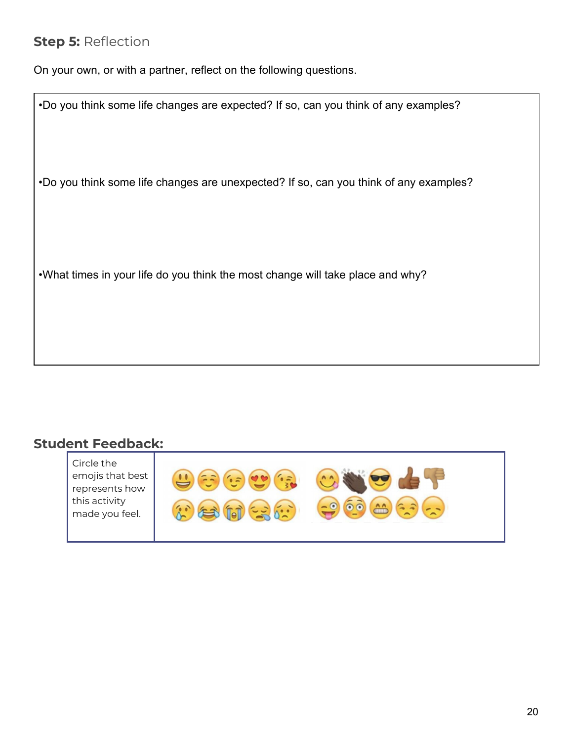## **Step 5:** Reflection

On your own, or with a partner, reflect on the following questions.

•Do you think some life changes are expected? If so, can you think of any examples?

•Do you think some life changes are unexpected? If so, can you think of any examples?

•What times in your life do you think the most change will take place and why?

### Student Feedback:

| | |
|---|---|
| Circle the emojis that best represents how this activity made you feel. | 😃 ☺️ 😉 😍 😘 😋 👏 😎 👍 👎<br>😢 😂 😭 😪 😥 😜 😳 😬 😒 😞 |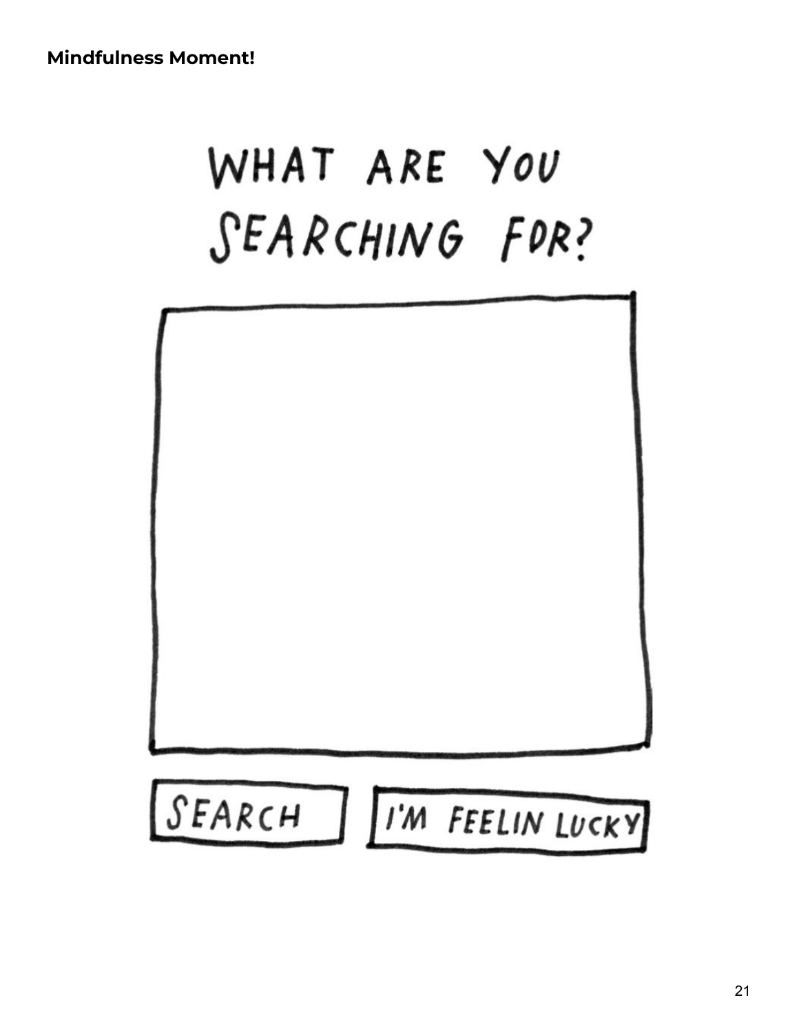**Mindfulness Moment!**

WHAT ARE YOU SEARCHING FOR?

SEARCH

I'M FEELIN LUCKY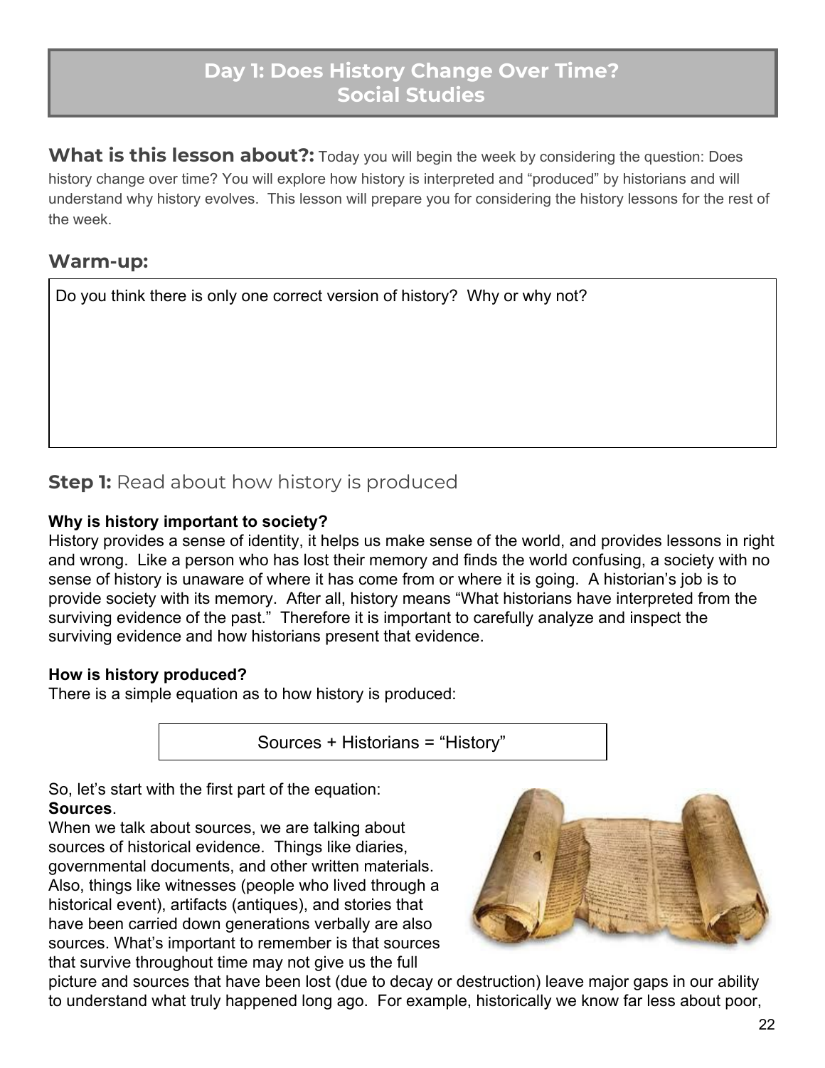# Day 1: Does History Change Over Time?
## Social Studies

**What is this lesson about?:** Today you will begin the week by considering the question: Does history change over time? You will explore how history is interpreted and "produced" by historians and will understand why history evolves. This lesson will prepare you for considering the history lessons for the rest of the week.

## Warm-up:

| Do you think there is only one correct version of history? Why or why not? |
| --- |
| |

## Step 1: Read about how history is produced

**Why is history important to society?**

History provides a sense of identity, it helps us make sense of the world, and provides lessons in right and wrong. Like a person who has lost their memory and finds the world confusing, a society with no sense of history is unaware of where it has come from or where it is going. A historian's job is to provide society with its memory. After all, history means "What historians have interpreted from the surviving evidence of the past." Therefore it is important to carefully analyze and inspect the surviving evidence and how historians present that evidence.

**How is history produced?**

There is a simple equation as to how history is produced:

| Sources + Historians = "History" |
| --- |

So, let's start with the first part of the equation: **Sources**.

When we talk about sources, we are talking about sources of historical evidence. Things like diaries, governmental documents, and other written materials. Also, things like witnesses (people who lived through a historical event), artifacts (antiques), and stories that have been carried down generations verbally are also sources. What's important to remember is that sources that survive throughout time may not give us the full picture and sources that have been lost (due to decay or destruction) leave major gaps in our ability to understand what truly happened long ago. For example, historically we know far less about poor,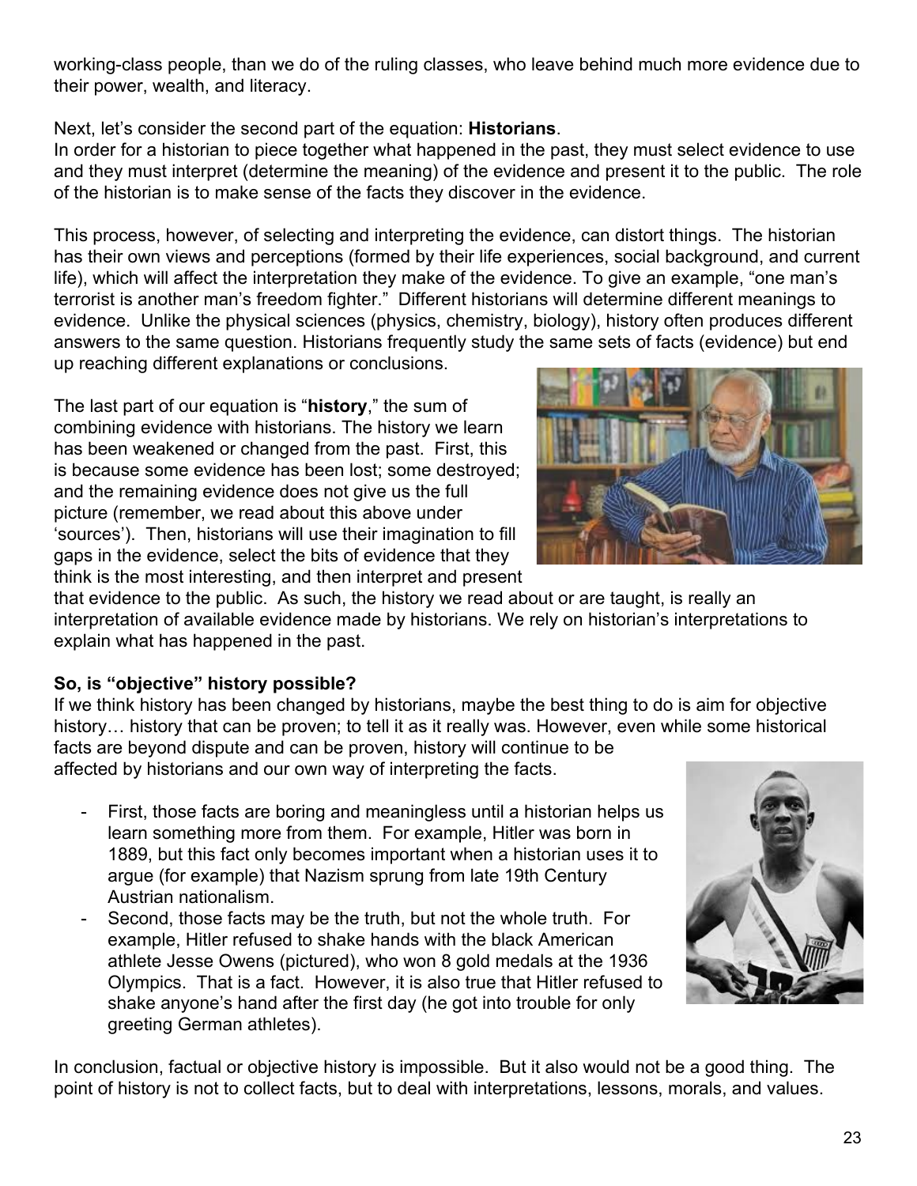working-class people, than we do of the ruling classes, who leave behind much more evidence due to their power, wealth, and literacy.

Next, let's consider the second part of the equation: **Historians**.
In order for a historian to piece together what happened in the past, they must select evidence to use and they must interpret (determine the meaning) of the evidence and present it to the public. The role of the historian is to make sense of the facts they discover in the evidence.

This process, however, of selecting and interpreting the evidence, can distort things. The historian has their own views and perceptions (formed by their life experiences, social background, and current life), which will affect the interpretation they make of the evidence. To give an example, "one man's terrorist is another man's freedom fighter." Different historians will determine different meanings to evidence. Unlike the physical sciences (physics, chemistry, biology), history often produces different answers to the same question. Historians frequently study the same sets of facts (evidence) but end up reaching different explanations or conclusions.

The last part of our equation is "**history**," the sum of combining evidence with historians. The history we learn has been weakened or changed from the past. First, this is because some evidence has been lost; some destroyed; and the remaining evidence does not give us the full picture (remember, we read about this above under 'sources'). Then, historians will use their imagination to fill gaps in the evidence, select the bits of evidence that they think is the most interesting, and then interpret and present that evidence to the public. As such, the history we read about or are taught, is really an interpretation of available evidence made by historians. We rely on historian's interpretations to explain what has happened in the past.

**So, is "objective" history possible?**
If we think history has been changed by historians, maybe the best thing to do is aim for objective history… history that can be proven; to tell it as it really was. However, even while some historical facts are beyond dispute and can be proven, history will continue to be affected by historians and our own way of interpreting the facts.

- First, those facts are boring and meaningless until a historian helps us learn something more from them. For example, Hitler was born in 1889, but this fact only becomes important when a historian uses it to argue (for example) that Nazism sprung from late 19th Century Austrian nationalism.
- Second, those facts may be the truth, but not the whole truth. For example, Hitler refused to shake hands with the black American athlete Jesse Owens (pictured), who won 8 gold medals at the 1936 Olympics. That is a fact. However, it is also true that Hitler refused to shake anyone's hand after the first day (he got into trouble for only greeting German athletes).

In conclusion, factual or objective history is impossible. But it also would not be a good thing. The point of history is not to collect facts, but to deal with interpretations, lessons, morals, and values.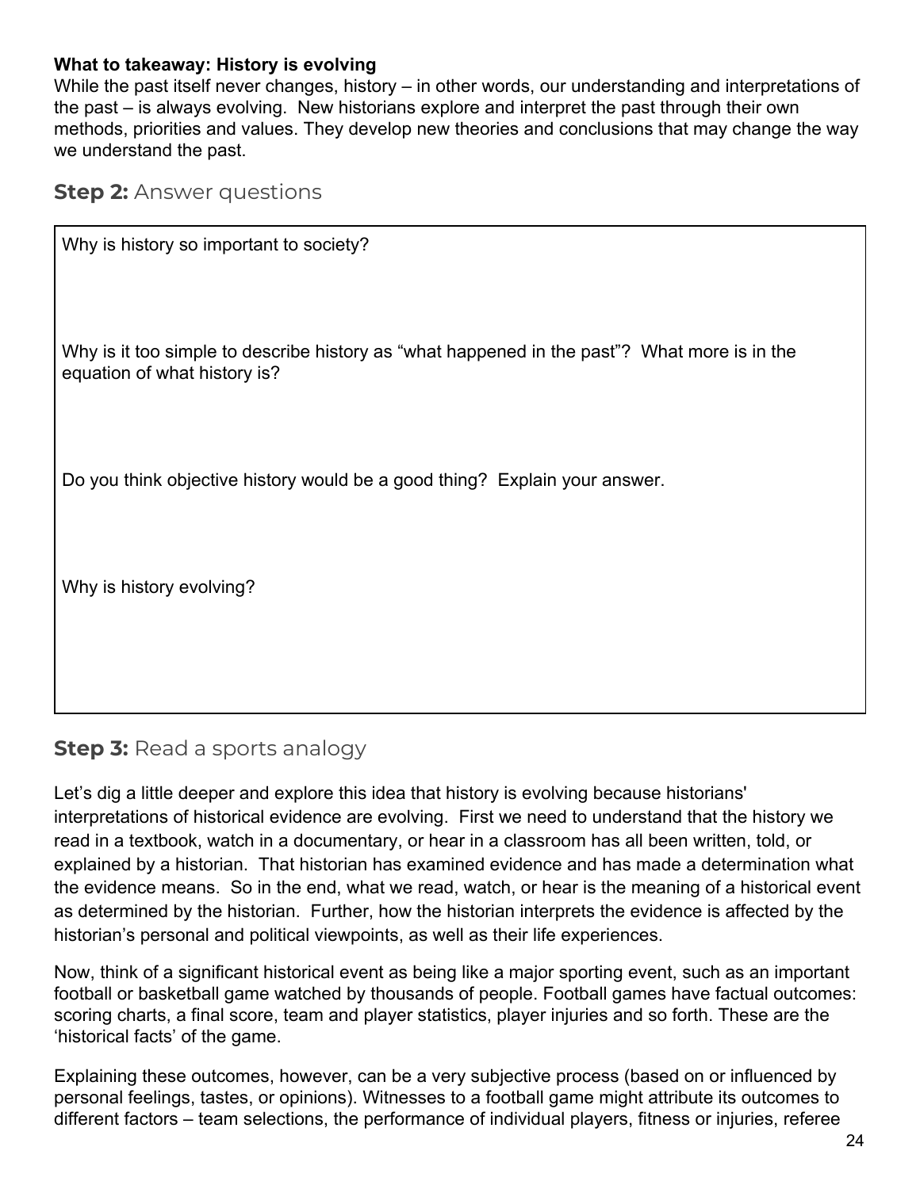**What to takeaway: History is evolving**

While the past itself never changes, history – in other words, our understanding and interpretations of the past – is always evolving. New historians explore and interpret the past through their own methods, priorities and values. They develop new theories and conclusions that may change the way we understand the past.

## **Step 2:** Answer questions

Why is history so important to society?

Why is it too simple to describe history as "what happened in the past"? What more is in the equation of what history is?

Do you think objective history would be a good thing? Explain your answer.

Why is history evolving?

## **Step 3:** Read a sports analogy

Let's dig a little deeper and explore this idea that history is evolving because historians' interpretations of historical evidence are evolving. First we need to understand that the history we read in a textbook, watch in a documentary, or hear in a classroom has all been written, told, or explained by a historian. That historian has examined evidence and has made a determination what the evidence means. So in the end, what we read, watch, or hear is the meaning of a historical event as determined by the historian. Further, how the historian interprets the evidence is affected by the historian's personal and political viewpoints, as well as their life experiences.

Now, think of a significant historical event as being like a major sporting event, such as an important football or basketball game watched by thousands of people. Football games have factual outcomes: scoring charts, a final score, team and player statistics, player injuries and so forth. These are the 'historical facts' of the game.

Explaining these outcomes, however, can be a very subjective process (based on or influenced by personal feelings, tastes, or opinions). Witnesses to a football game might attribute its outcomes to different factors – team selections, the performance of individual players, fitness or injuries, referee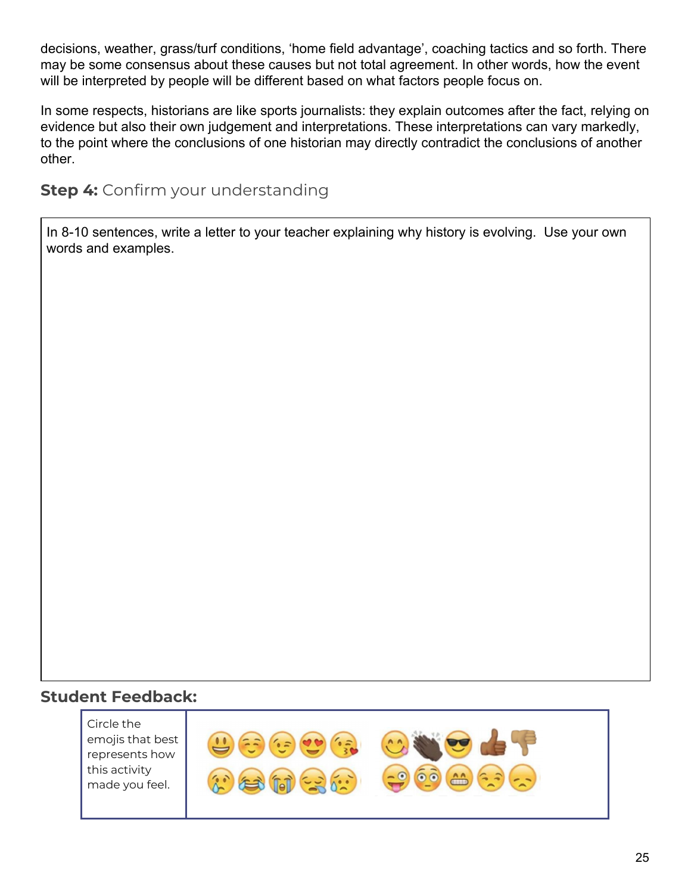decisions, weather, grass/turf conditions, 'home field advantage', coaching tactics and so forth. There may be some consensus about these causes but not total agreement. In other words, how the event will be interpreted by people will be different based on what factors people focus on.

In some respects, historians are like sports journalists: they explain outcomes after the fact, relying on evidence but also their own judgement and interpretations. These interpretations can vary markedly, to the point where the conclusions of one historian may directly contradict the conclusions of another other.

### **Step 4:** Confirm your understanding

| |
|---|
| In 8-10 sentences, write a letter to your teacher explaining why history is evolving. Use your own words and examples. |

## Student Feedback:

| | |
|---|---|
| Circle the emojis that best represents how this activity made you feel. | 😃 ☺️ 😉 😍 😘 😋 👏 😎 👍 👎<br>😢 😂 😭 😪 😥 😜 😳 😁 😒 😞 |